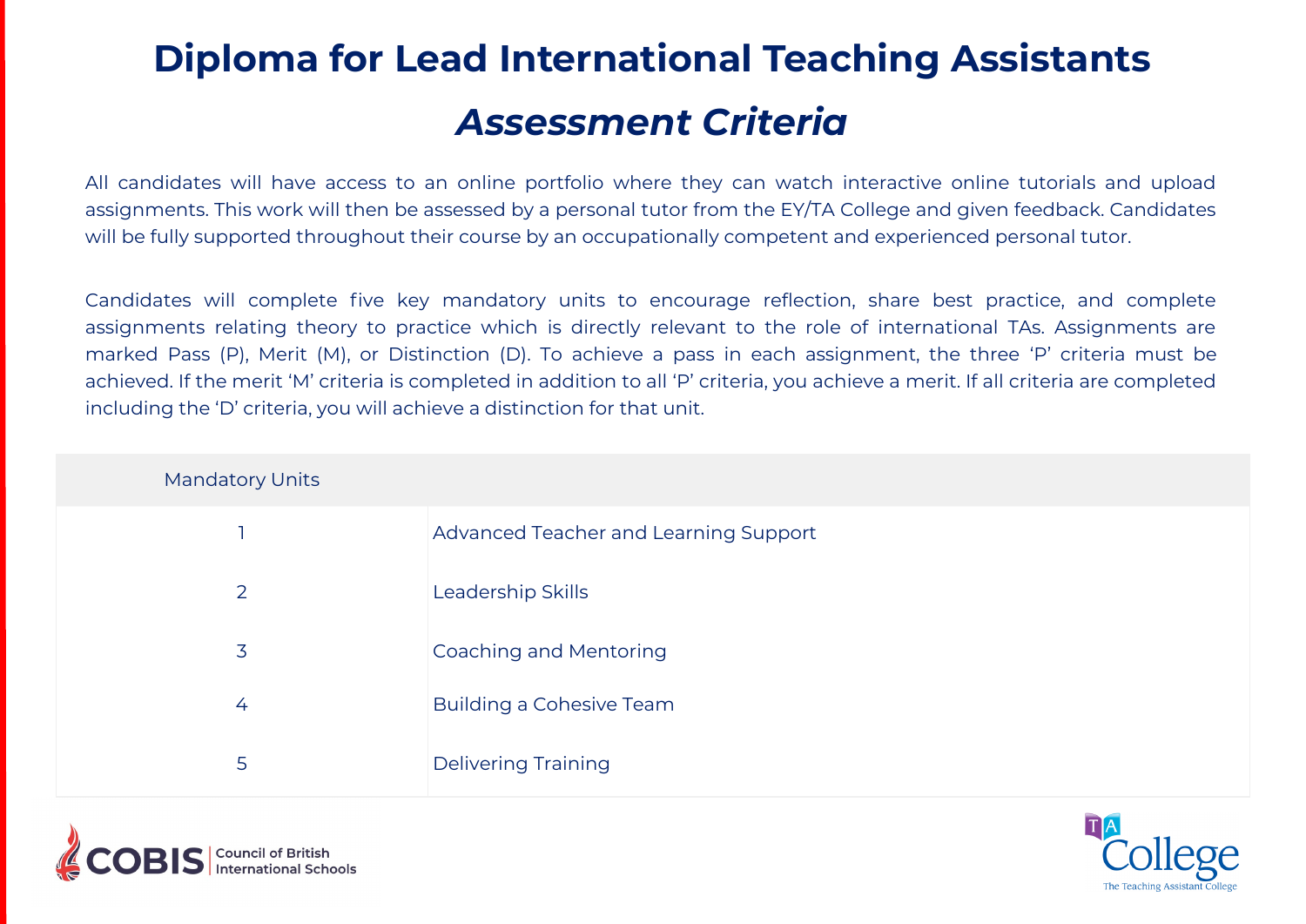# Diploma for Lead International Teaching Assistants

## *Assessment Criteria*

All candidates will have access to an online portfolio where they can watch interactive online tutorials and upload assignments. This work will then be assessed by a personal tutor from the EY/TA College and given feedback. Candidates will be fully supported throughout their course by an occupationally competent and experienced personal tutor.

Candidates will complete five key mandatory units to encourage reflection, share best practice, and complete assignments relating theory to practice which is directly relevant to the role of international TAs. Assignments are marked Pass (P), Merit (M), or Distinction (D). To achieve a pass in each assignment, the three 'P' criteria must be achieved. If the merit 'M' criteria is completed in addition to all 'P' criteria, you achieve a merit. If all criteria are completed including the 'D' criteria, you will achieve a distinction for that unit.

| Mandatory Units | |
|---|---|
| 1 | Advanced Teacher and Learning Support |
| 2 | Leadership Skills |
| 3 | Coaching and Mentoring |
| 4 | Building a Cohesive Team |
| 5 | Delivering Training |

COBIS Council of British International Schools

TA College The Teaching Assistant College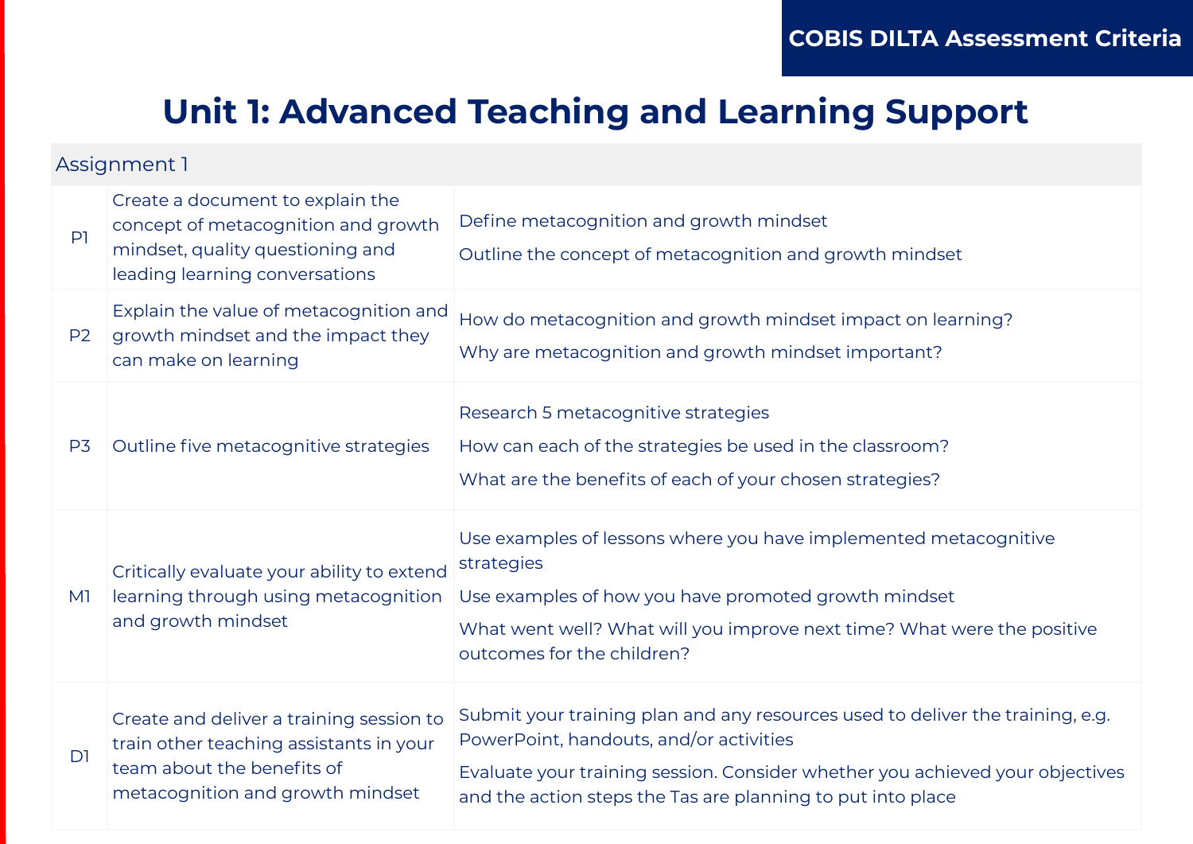COBIS DILTA Assessment Criteria

# Unit 1: Advanced Teaching and Learning Support

| Assignment 1 | | |
|---|---|---|
| P1 | Create a document to explain the concept of metacognition and growth mindset, quality questioning and leading learning conversations | Define metacognition and growth mindset<br>Outline the concept of metacognition and growth mindset |
| P2 | Explain the value of metacognition and growth mindset and the impact they can make on learning | How do metacognition and growth mindset impact on learning?<br>Why are metacognition and growth mindset important? |
| P3 | Outline five metacognitive strategies | Research 5 metacognitive strategies<br>How can each of the strategies be used in the classroom?<br>What are the benefits of each of your chosen strategies? |
| M1 | Critically evaluate your ability to extend learning through using metacognition and growth mindset | Use examples of lessons where you have implemented metacognitive strategies<br>Use examples of how you have promoted growth mindset<br>What went well? What will you improve next time? What were the positive outcomes for the children? |
| D1 | Create and deliver a training session to train other teaching assistants in your team about the benefits of metacognition and growth mindset | Submit your training plan and any resources used to deliver the training, e.g. PowerPoint, handouts, and/or activities<br>Evaluate your training session. Consider whether you achieved your objectives and the action steps the Tas are planning to put into place |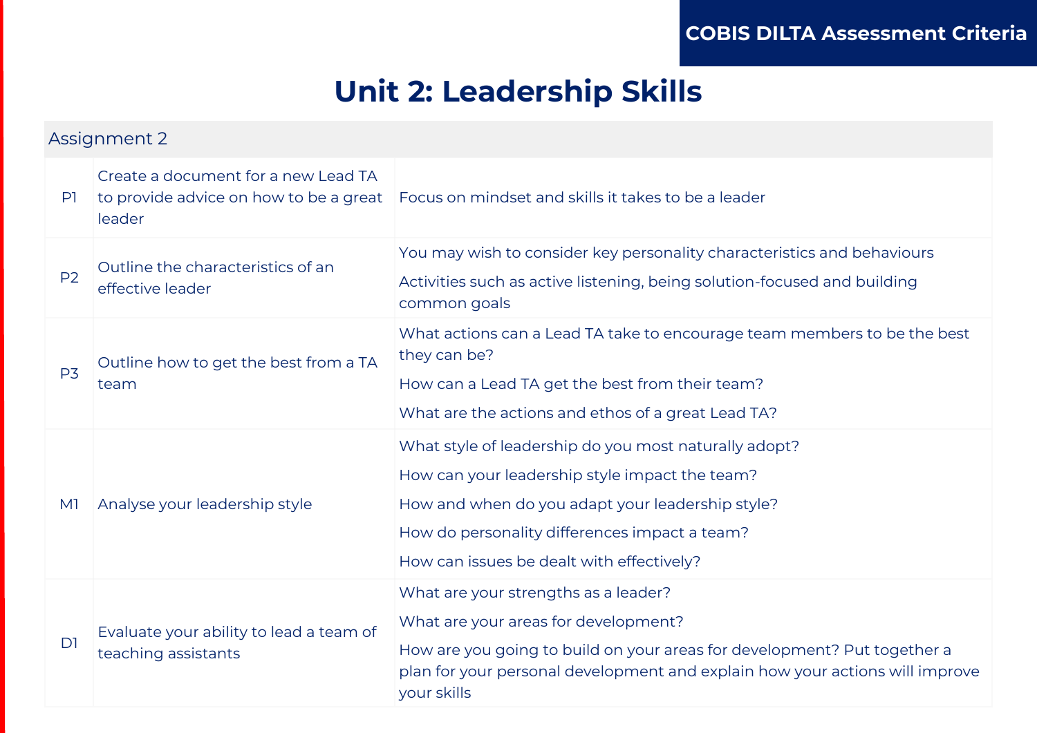# Unit 2: Leadership Skills

| Assignment 2 | | |
|---|---|---|
| P1 | Create a document for a new Lead TA to provide advice on how to be a great leader | Focus on mindset and skills it takes to be a leader |
| P2 | Outline the characteristics of an effective leader | You may wish to consider key personality characteristics and behaviours<br>Activities such as active listening, being solution-focused and building common goals |
| P3 | Outline how to get the best from a TA team | What actions can a Lead TA take to encourage team members to be the best they can be?<br>How can a Lead TA get the best from their team?<br>What are the actions and ethos of a great Lead TA? |
| M1 | Analyse your leadership style | What style of leadership do you most naturally adopt?<br>How can your leadership style impact the team?<br>How and when do you adapt your leadership style?<br>How do personality differences impact a team?<br>How can issues be dealt with effectively? |
| D1 | Evaluate your ability to lead a team of teaching assistants | What are your strengths as a leader?<br>What are your areas for development?<br>How are you going to build on your areas for development? Put together a plan for your personal development and explain how your actions will improve your skills |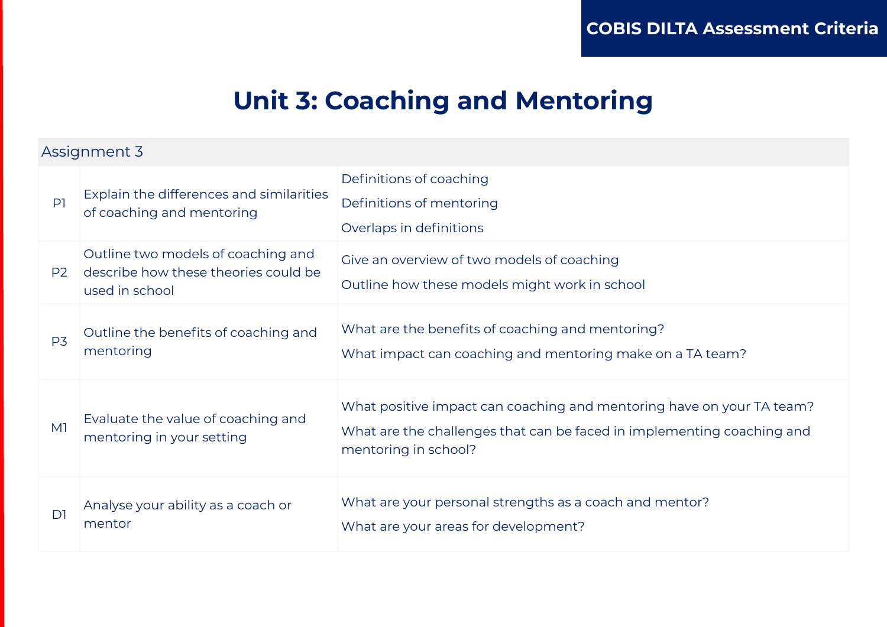COBIS DILTA Assessment Criteria

# Unit 3: Coaching and Mentoring

| Assignment 3 | | |
| --- | --- | --- |
| P1 | Explain the differences and similarities of coaching and mentoring | Definitions of coaching<br>Definitions of mentoring<br>Overlaps in definitions |
| P2 | Outline two models of coaching and describe how these theories could be used in school | Give an overview of two models of coaching<br>Outline how these models might work in school |
| P3 | Outline the benefits of coaching and mentoring | What are the benefits of coaching and mentoring?<br>What impact can coaching and mentoring make on a TA team? |
| M1 | Evaluate the value of coaching and mentoring in your setting | What positive impact can coaching and mentoring have on your TA team?<br>What are the challenges that can be faced in implementing coaching and mentoring in school? |
| D1 | Analyse your ability as a coach or mentor | What are your personal strengths as a coach and mentor?<br>What are your areas for development? |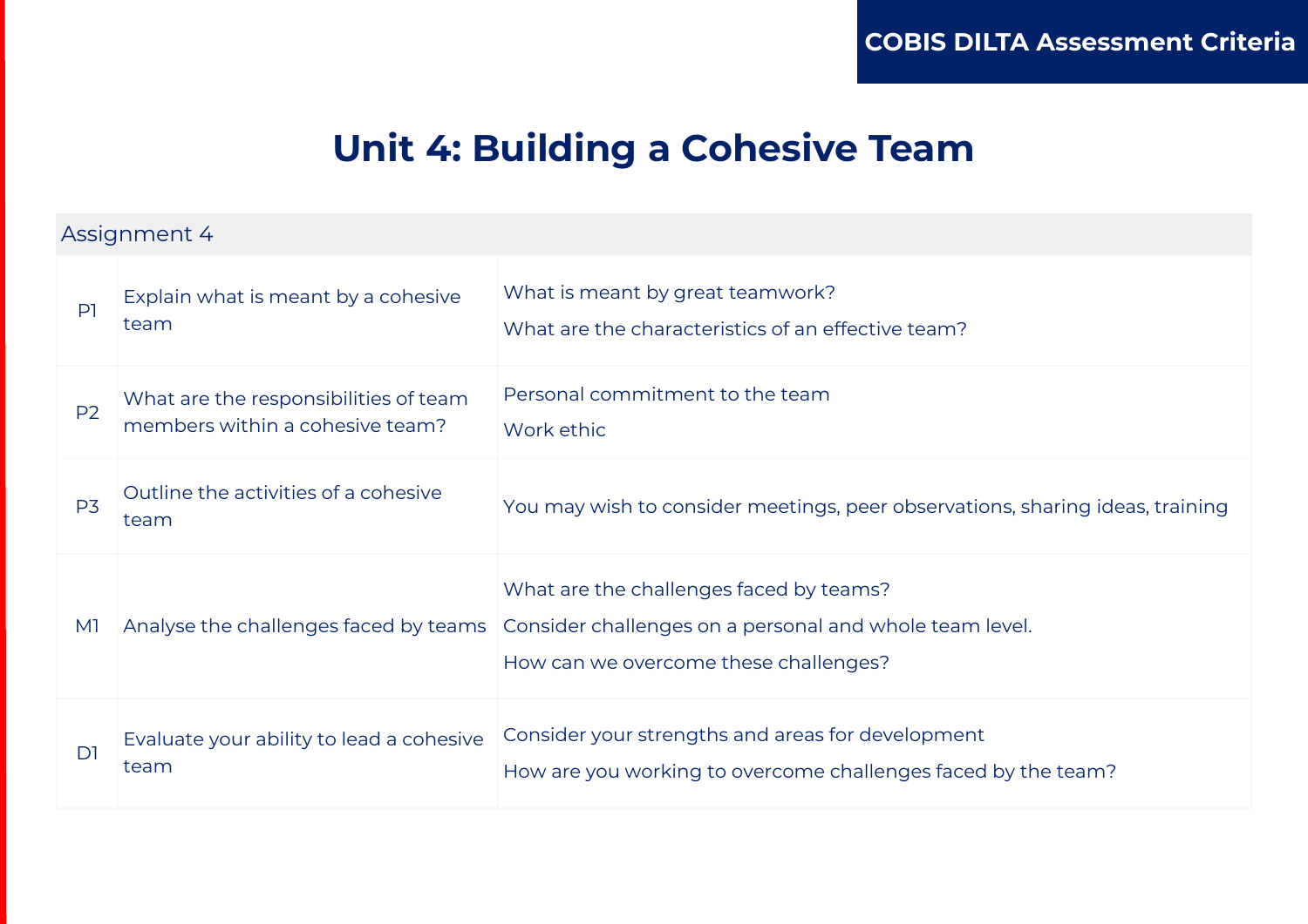# Unit 4: Building a Cohesive Team

| Assignment 4 | | |
|---|---|---|
| P1 | Explain what is meant by a cohesive team | What is meant by great teamwork?<br>What are the characteristics of an effective team? |
| P2 | What are the responsibilities of team members within a cohesive team? | Personal commitment to the team<br>Work ethic |
| P3 | Outline the activities of a cohesive team | You may wish to consider meetings, peer observations, sharing ideas, training |
| M1 | Analyse the challenges faced by teams | What are the challenges faced by teams?<br>Consider challenges on a personal and whole team level.<br>How can we overcome these challenges? |
| D1 | Evaluate your ability to lead a cohesive team | Consider your strengths and areas for development<br>How are you working to overcome challenges faced by the team? |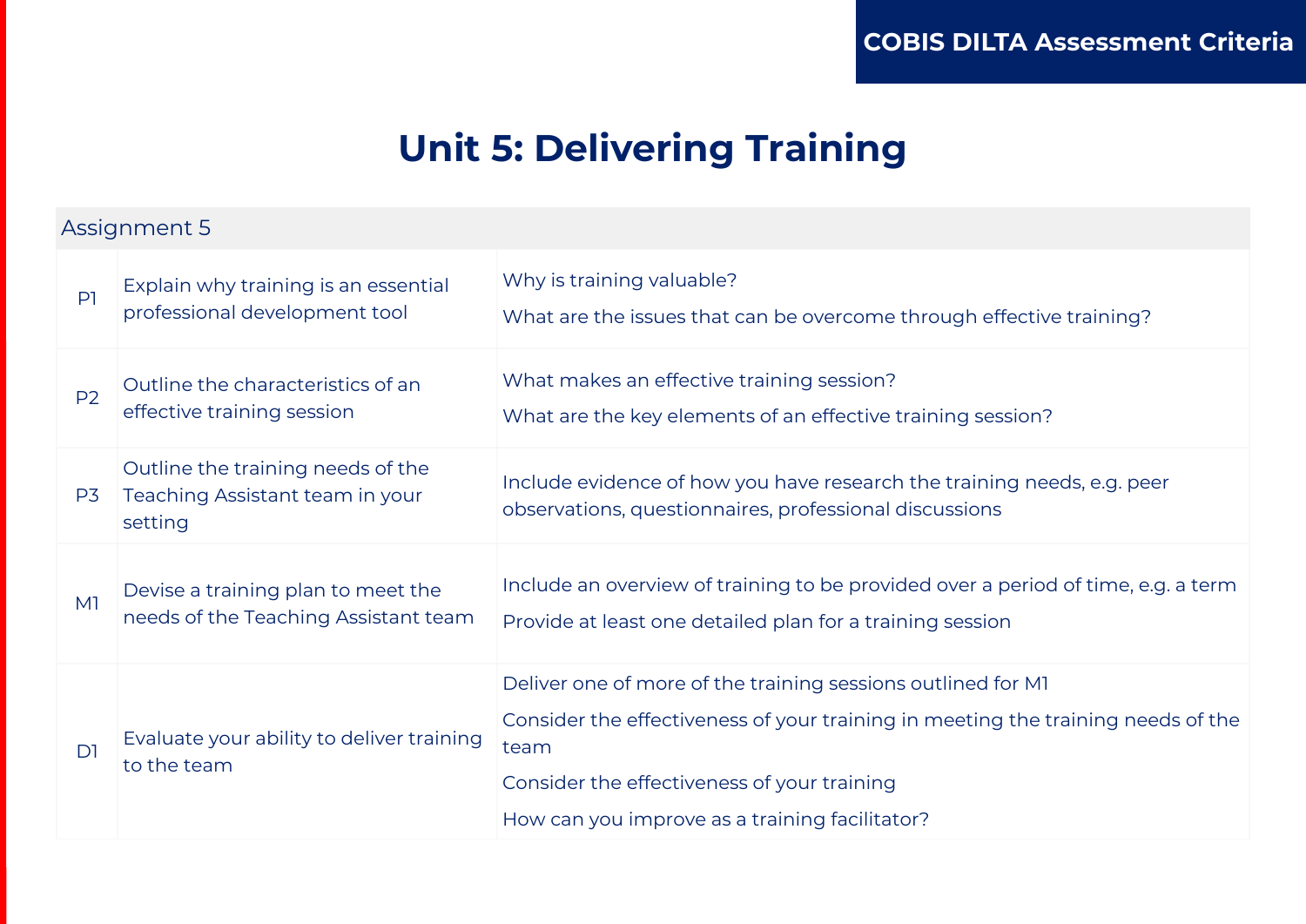# Unit 5: Delivering Training

| Assignment 5 | | |
|---|---|---|
| P1 | Explain why training is an essential professional development tool | Why is training valuable?<br>What are the issues that can be overcome through effective training? |
| P2 | Outline the characteristics of an effective training session | What makes an effective training session?<br>What are the key elements of an effective training session? |
| P3 | Outline the training needs of the Teaching Assistant team in your setting | Include evidence of how you have research the training needs, e.g. peer observations, questionnaires, professional discussions |
| M1 | Devise a training plan to meet the needs of the Teaching Assistant team | Include an overview of training to be provided over a period of time, e.g. a term<br>Provide at least one detailed plan for a training session |
| D1 | Evaluate your ability to deliver training to the team | Deliver one of more of the training sessions outlined for M1<br>Consider the effectiveness of your training in meeting the training needs of the team<br>Consider the effectiveness of your training<br>How can you improve as a training facilitator? |